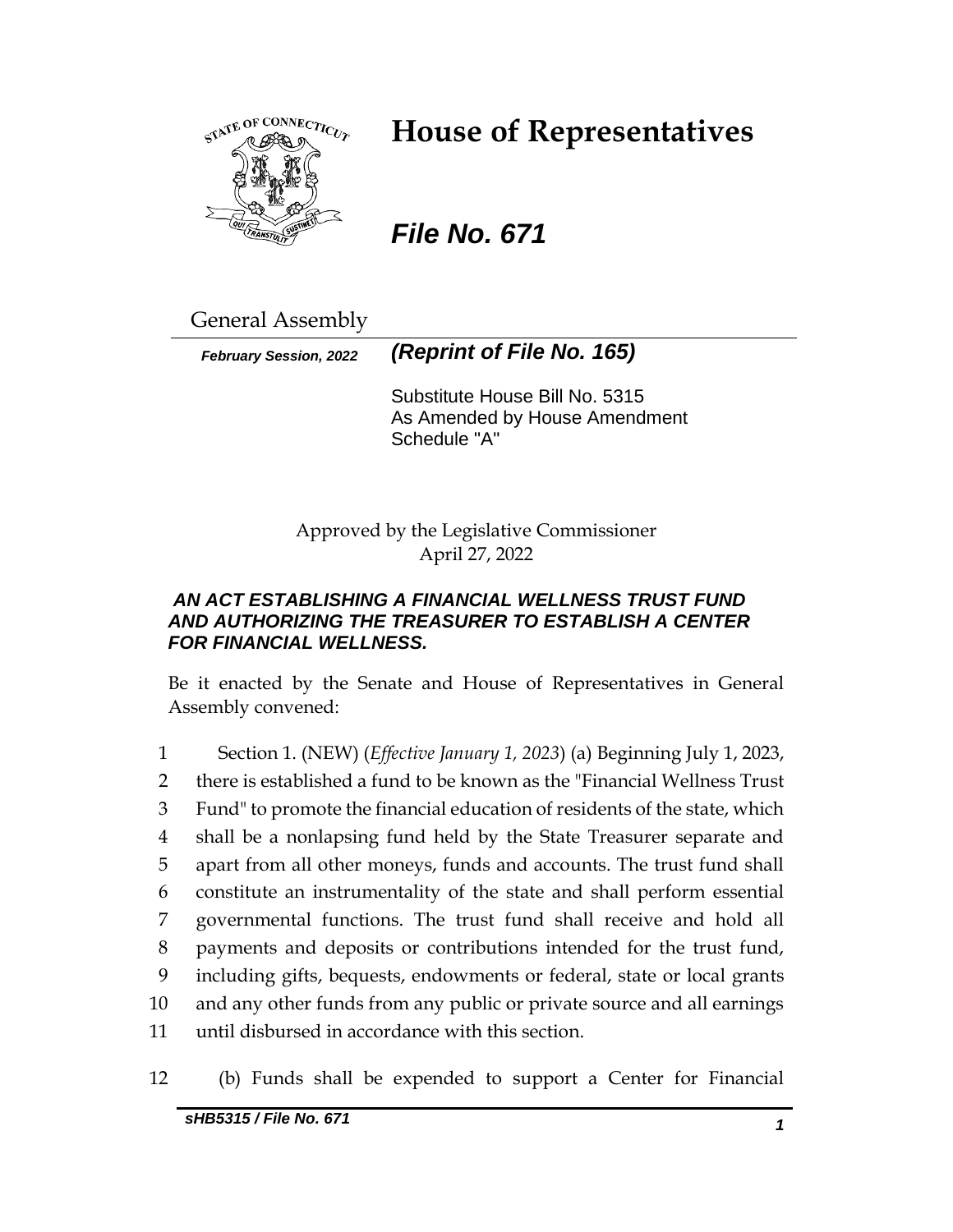# House of Representatives

## *File No. 671*

General Assembly

***February Session, 2022*** ***(Reprint of File No. 165)***

Substitute House Bill No. 5315
As Amended by House Amendment Schedule "A"

Approved by the Legislative Commissioner
April 27, 2022

***AN ACT ESTABLISHING A FINANCIAL WELLNESS TRUST FUND AND AUTHORIZING THE TREASURER TO ESTABLISH A CENTER FOR FINANCIAL WELLNESS.***

Be it enacted by the Senate and House of Representatives in General Assembly convened:

1 Section 1. (NEW) (*Effective January 1, 2023*) (a) Beginning July 1, 2023,
2 there is established a fund to be known as the "Financial Wellness Trust
3 Fund" to promote the financial education of residents of the state, which
4 shall be a nonlapsing fund held by the State Treasurer separate and
5 apart from all other moneys, funds and accounts. The trust fund shall
6 constitute an instrumentality of the state and shall perform essential
7 governmental functions. The trust fund shall receive and hold all
8 payments and deposits or contributions intended for the trust fund,
9 including gifts, bequests, endowments or federal, state or local grants
10 and any other funds from any public or private source and all earnings
11 until disbursed in accordance with this section.

12 (b) Funds shall be expended to support a Center for Financial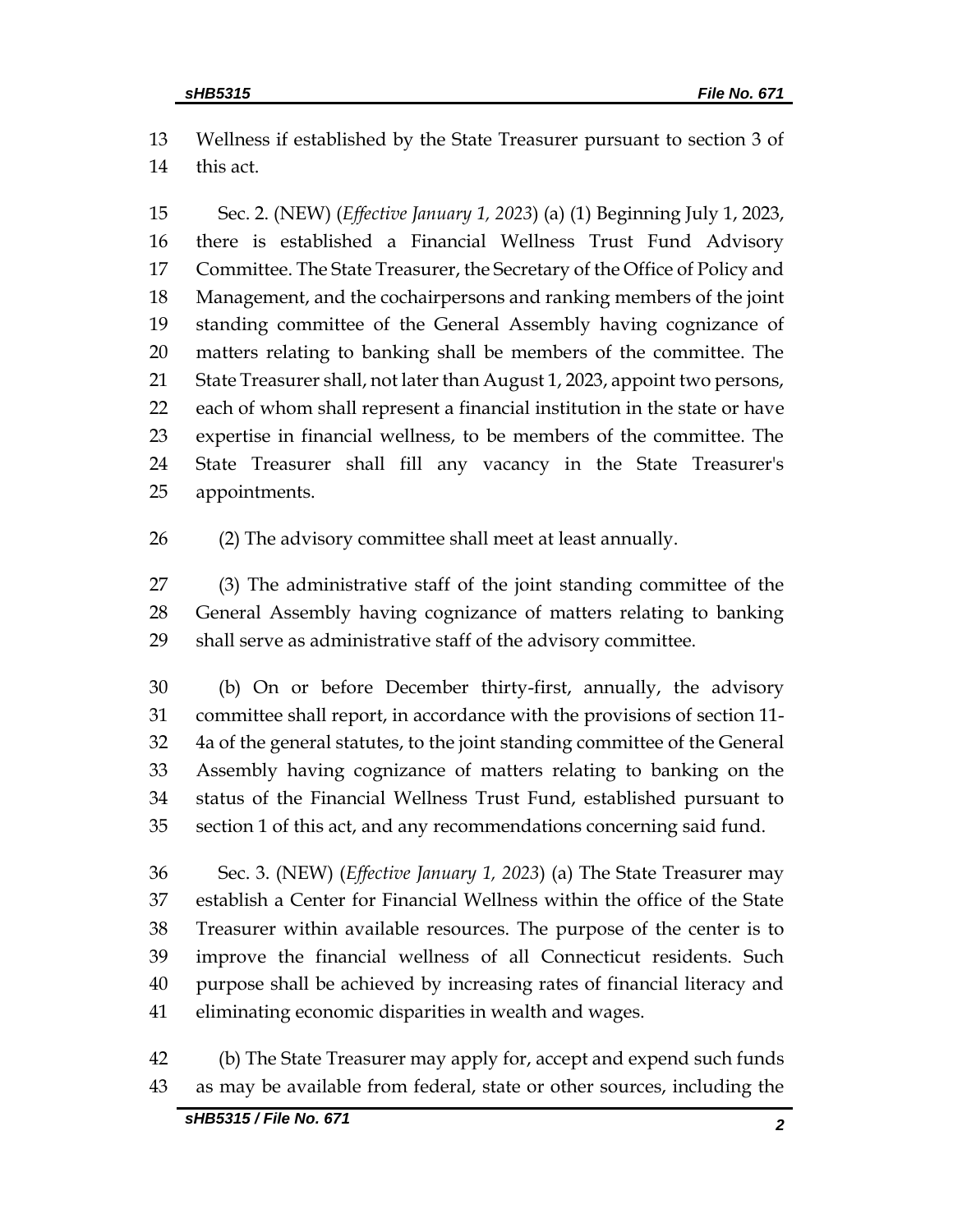Wellness if established by the State Treasurer pursuant to section 3 of this act.

Sec. 2. (NEW) (*Effective January 1, 2023*) (a) (1) Beginning July 1, 2023, there is established a Financial Wellness Trust Fund Advisory Committee. The State Treasurer, the Secretary of the Office of Policy and Management, and the cochairpersons and ranking members of the joint standing committee of the General Assembly having cognizance of matters relating to banking shall be members of the committee. The State Treasurer shall, not later than August 1, 2023, appoint two persons, each of whom shall represent a financial institution in the state or have expertise in financial wellness, to be members of the committee. The State Treasurer shall fill any vacancy in the State Treasurer's appointments.

(2) The advisory committee shall meet at least annually.

(3) The administrative staff of the joint standing committee of the General Assembly having cognizance of matters relating to banking shall serve as administrative staff of the advisory committee.

(b) On or before December thirty-first, annually, the advisory committee shall report, in accordance with the provisions of section 11-4a of the general statutes, to the joint standing committee of the General Assembly having cognizance of matters relating to banking on the status of the Financial Wellness Trust Fund, established pursuant to section 1 of this act, and any recommendations concerning said fund.

Sec. 3. (NEW) (*Effective January 1, 2023*) (a) The State Treasurer may establish a Center for Financial Wellness within the office of the State Treasurer within available resources. The purpose of the center is to improve the financial wellness of all Connecticut residents. Such purpose shall be achieved by increasing rates of financial literacy and eliminating economic disparities in wealth and wages.

(b) The State Treasurer may apply for, accept and expend such funds as may be available from federal, state or other sources, including the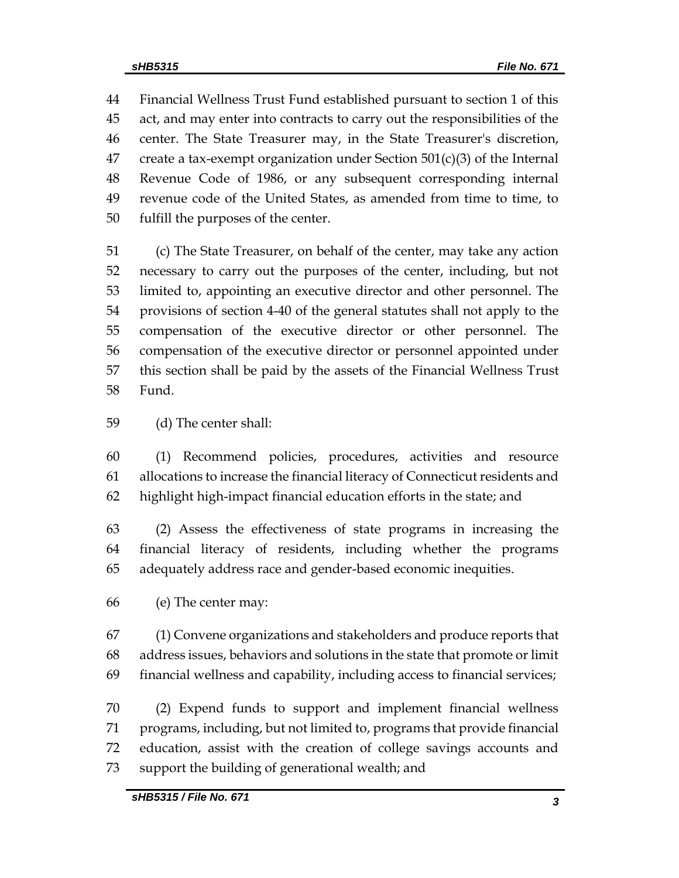Financial Wellness Trust Fund established pursuant to section 1 of this act, and may enter into contracts to carry out the responsibilities of the center. The State Treasurer may, in the State Treasurer's discretion, create a tax-exempt organization under Section 501(c)(3) of the Internal Revenue Code of 1986, or any subsequent corresponding internal revenue code of the United States, as amended from time to time, to fulfill the purposes of the center.

(c) The State Treasurer, on behalf of the center, may take any action necessary to carry out the purposes of the center, including, but not limited to, appointing an executive director and other personnel. The provisions of section 4-40 of the general statutes shall not apply to the compensation of the executive director or other personnel. The compensation of the executive director or personnel appointed under this section shall be paid by the assets of the Financial Wellness Trust Fund.

(d) The center shall:

(1) Recommend policies, procedures, activities and resource allocations to increase the financial literacy of Connecticut residents and highlight high-impact financial education efforts in the state; and

(2) Assess the effectiveness of state programs in increasing the financial literacy of residents, including whether the programs adequately address race and gender-based economic inequities.

(e) The center may:

(1) Convene organizations and stakeholders and produce reports that address issues, behaviors and solutions in the state that promote or limit financial wellness and capability, including access to financial services;

(2) Expend funds to support and implement financial wellness programs, including, but not limited to, programs that provide financial education, assist with the creation of college savings accounts and support the building of generational wealth; and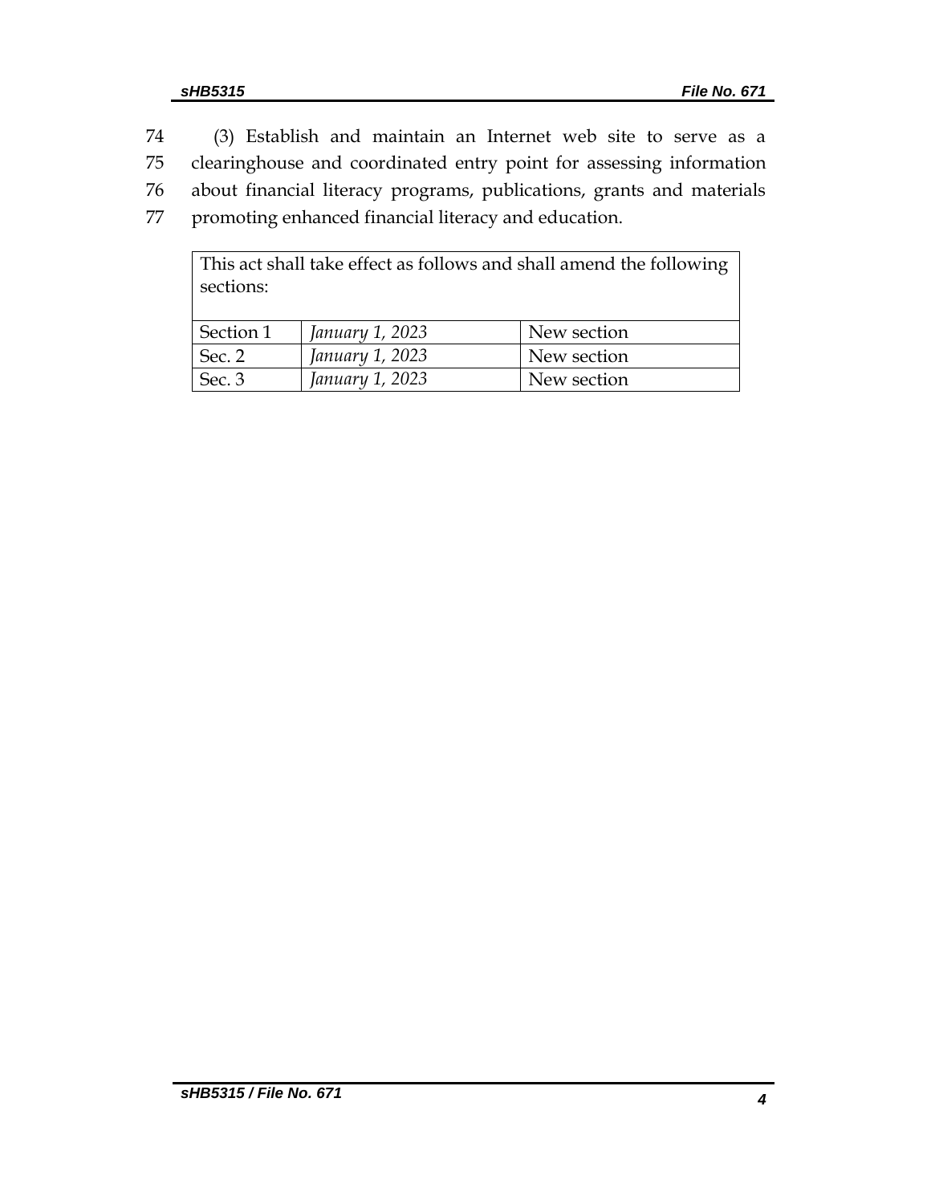74 (3) Establish and maintain an Internet web site to serve as a
75 clearinghouse and coordinated entry point for assessing information
76 about financial literacy programs, publications, grants and materials
77 promoting enhanced financial literacy and education.

| This act shall take effect as follows and shall amend the following sections: | | |
|---|---|---|
| Section 1 | *January 1, 2023* | New section |
| Sec. 2 | *January 1, 2023* | New section |
| Sec. 3 | *January 1, 2023* | New section |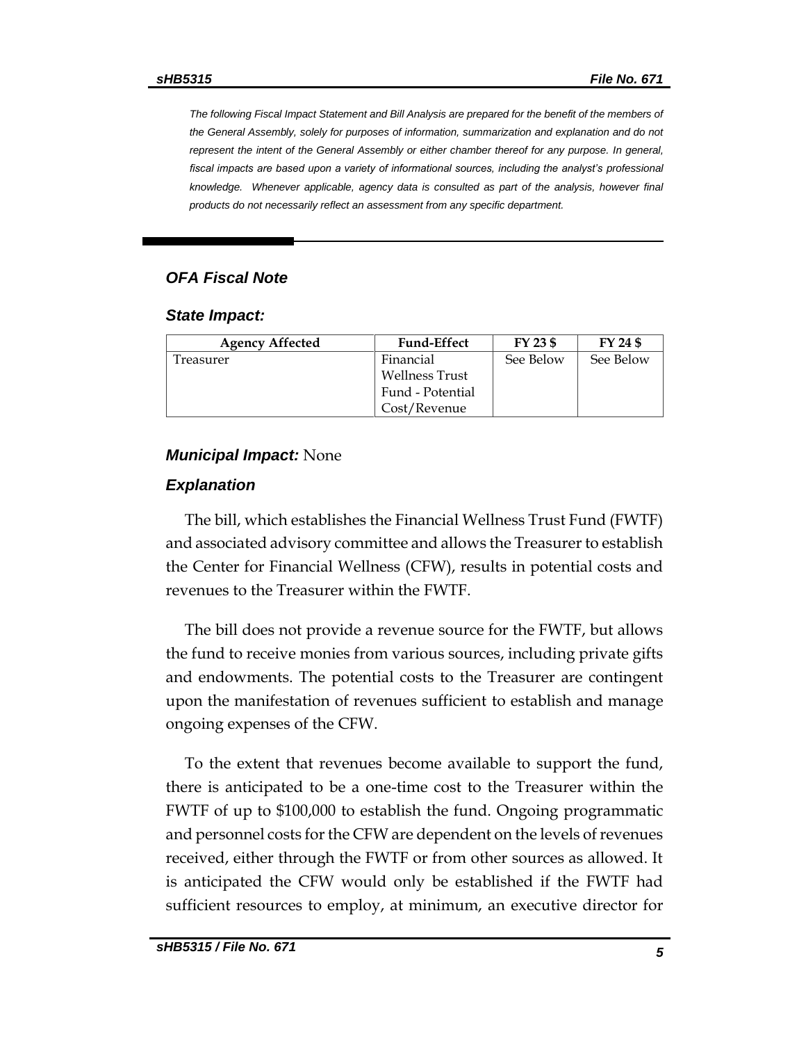*The following Fiscal Impact Statement and Bill Analysis are prepared for the benefit of the members of the General Assembly, solely for purposes of information, summarization and explanation and do not represent the intent of the General Assembly or either chamber thereof for any purpose. In general, fiscal impacts are based upon a variety of informational sources, including the analyst's professional knowledge. Whenever applicable, agency data is consulted as part of the analysis, however final products do not necessarily reflect an assessment from any specific department.*

## OFA Fiscal Note

### State Impact:

| Agency Affected | Fund-Effect | FY 23 $ | FY 24 $ |
|---|---|---|---|
| Treasurer | Financial Wellness Trust Fund - Potential Cost/Revenue | See Below | See Below |

### *Municipal Impact:* None

### Explanation

The bill, which establishes the Financial Wellness Trust Fund (FWTF) and associated advisory committee and allows the Treasurer to establish the Center for Financial Wellness (CFW), results in potential costs and revenues to the Treasurer within the FWTF.

The bill does not provide a revenue source for the FWTF, but allows the fund to receive monies from various sources, including private gifts and endowments. The potential costs to the Treasurer are contingent upon the manifestation of revenues sufficient to establish and manage ongoing expenses of the CFW.

To the extent that revenues become available to support the fund, there is anticipated to be a one-time cost to the Treasurer within the FWTF of up to $100,000 to establish the fund. Ongoing programmatic and personnel costs for the CFW are dependent on the levels of revenues received, either through the FWTF or from other sources as allowed. It is anticipated the CFW would only be established if the FWTF had sufficient resources to employ, at minimum, an executive director for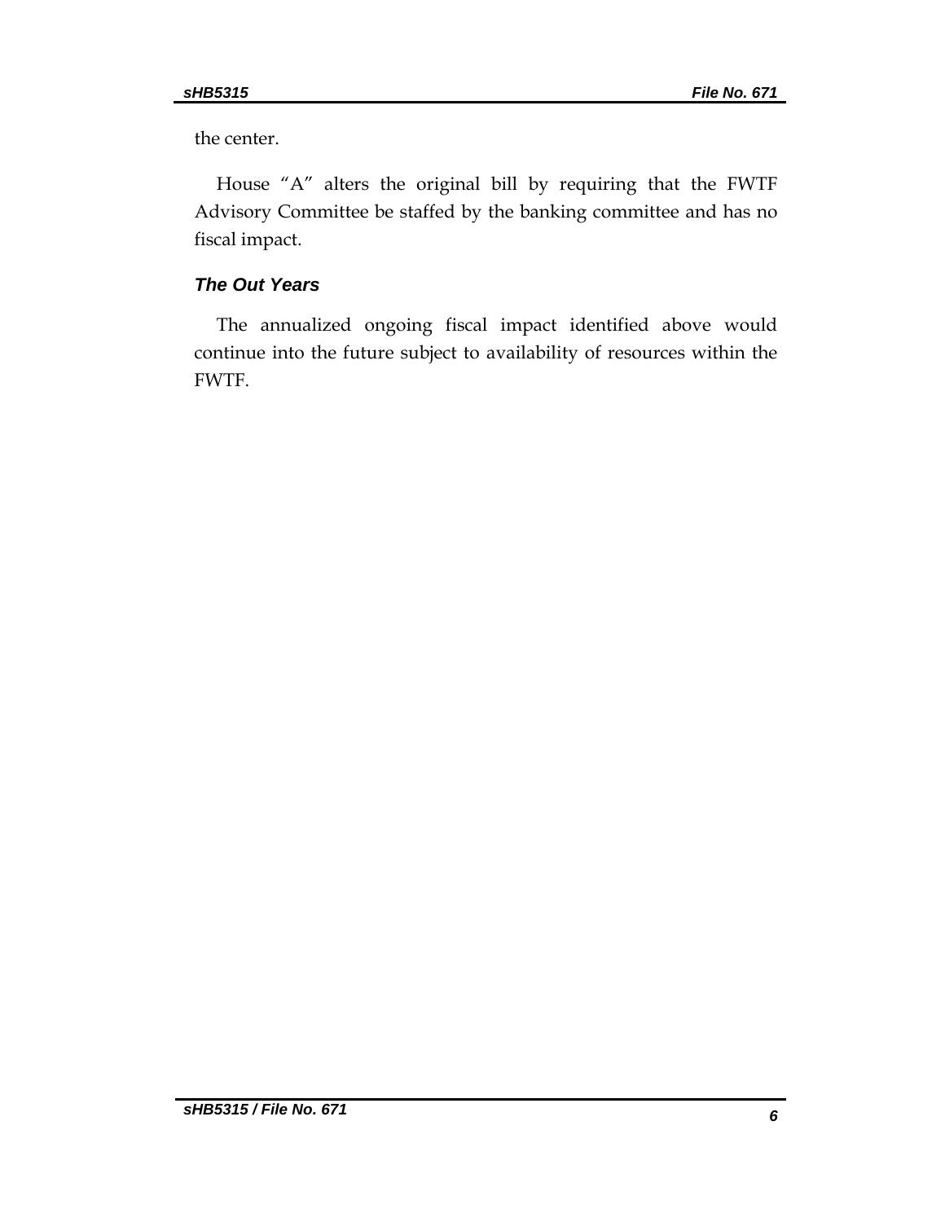the center.

House "A" alters the original bill by requiring that the FWTF Advisory Committee be staffed by the banking committee and has no fiscal impact.

### *The Out Years*

The annualized ongoing fiscal impact identified above would continue into the future subject to availability of resources within the FWTF.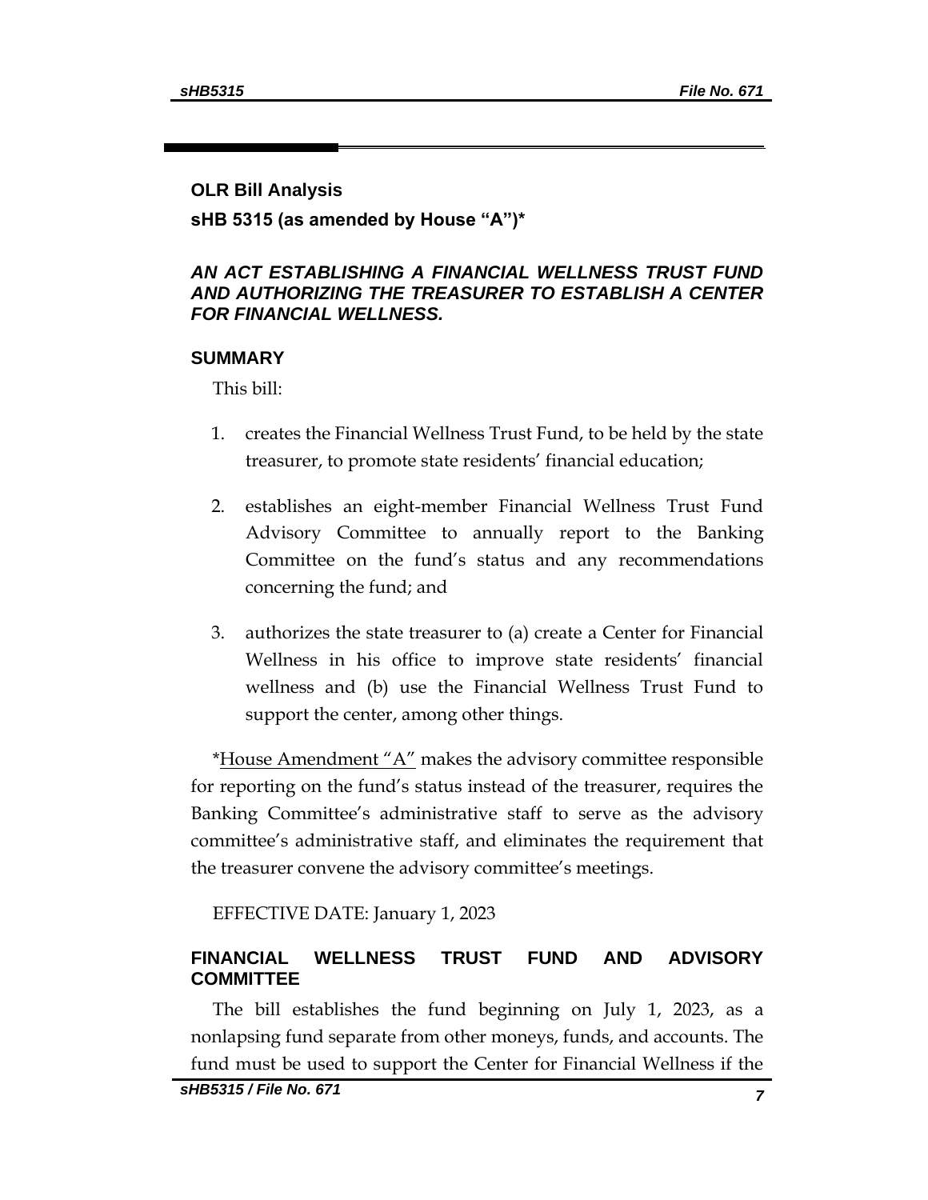## OLR Bill Analysis

### sHB 5315 (as amended by House "A")*

***AN ACT ESTABLISHING A FINANCIAL WELLNESS TRUST FUND AND AUTHORIZING THE TREASURER TO ESTABLISH A CENTER FOR FINANCIAL WELLNESS.***

### SUMMARY

This bill:

1. creates the Financial Wellness Trust Fund, to be held by the state treasurer, to promote state residents' financial education;
2. establishes an eight-member Financial Wellness Trust Fund Advisory Committee to annually report to the Banking Committee on the fund's status and any recommendations concerning the fund; and
3. authorizes the state treasurer to (a) create a Center for Financial Wellness in his office to improve state residents' financial wellness and (b) use the Financial Wellness Trust Fund to support the center, among other things.

*House Amendment "A" makes the advisory committee responsible for reporting on the fund's status instead of the treasurer, requires the Banking Committee's administrative staff to serve as the advisory committee's administrative staff, and eliminates the requirement that the treasurer convene the advisory committee's meetings.

EFFECTIVE DATE: January 1, 2023

### FINANCIAL WELLNESS TRUST FUND AND ADVISORY COMMITTEE

The bill establishes the fund beginning on July 1, 2023, as a nonlapsing fund separate from other moneys, funds, and accounts. The fund must be used to support the Center for Financial Wellness if the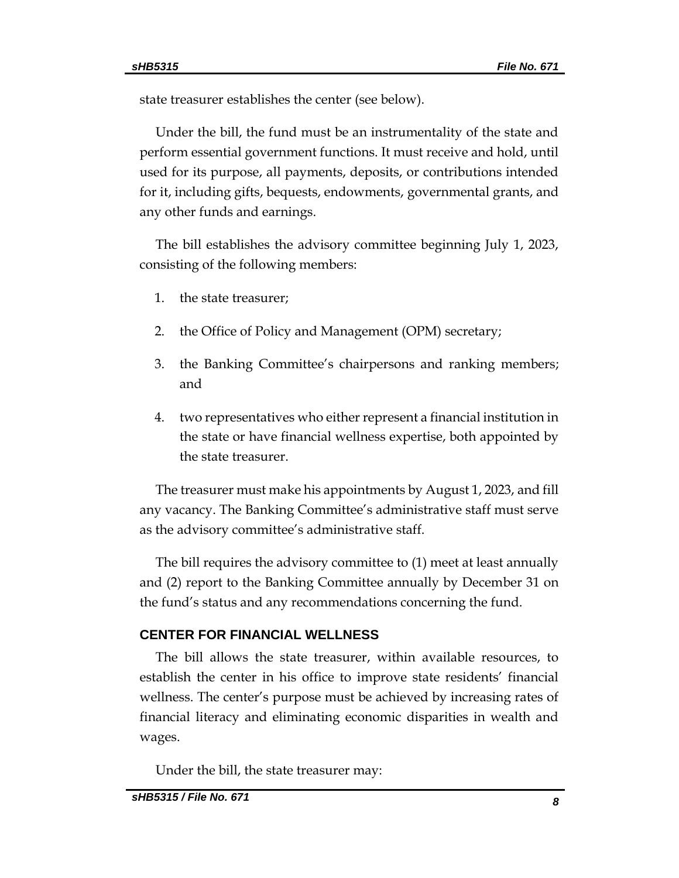state treasurer establishes the center (see below).

Under the bill, the fund must be an instrumentality of the state and perform essential government functions. It must receive and hold, until used for its purpose, all payments, deposits, or contributions intended for it, including gifts, bequests, endowments, governmental grants, and any other funds and earnings.

The bill establishes the advisory committee beginning July 1, 2023, consisting of the following members:

1. the state treasurer;
2. the Office of Policy and Management (OPM) secretary;
3. the Banking Committee's chairpersons and ranking members; and
4. two representatives who either represent a financial institution in the state or have financial wellness expertise, both appointed by the state treasurer.

The treasurer must make his appointments by August 1, 2023, and fill any vacancy. The Banking Committee's administrative staff must serve as the advisory committee's administrative staff.

The bill requires the advisory committee to (1) meet at least annually and (2) report to the Banking Committee annually by December 31 on the fund's status and any recommendations concerning the fund.

## CENTER FOR FINANCIAL WELLNESS

The bill allows the state treasurer, within available resources, to establish the center in his office to improve state residents' financial wellness. The center's purpose must be achieved by increasing rates of financial literacy and eliminating economic disparities in wealth and wages.

Under the bill, the state treasurer may: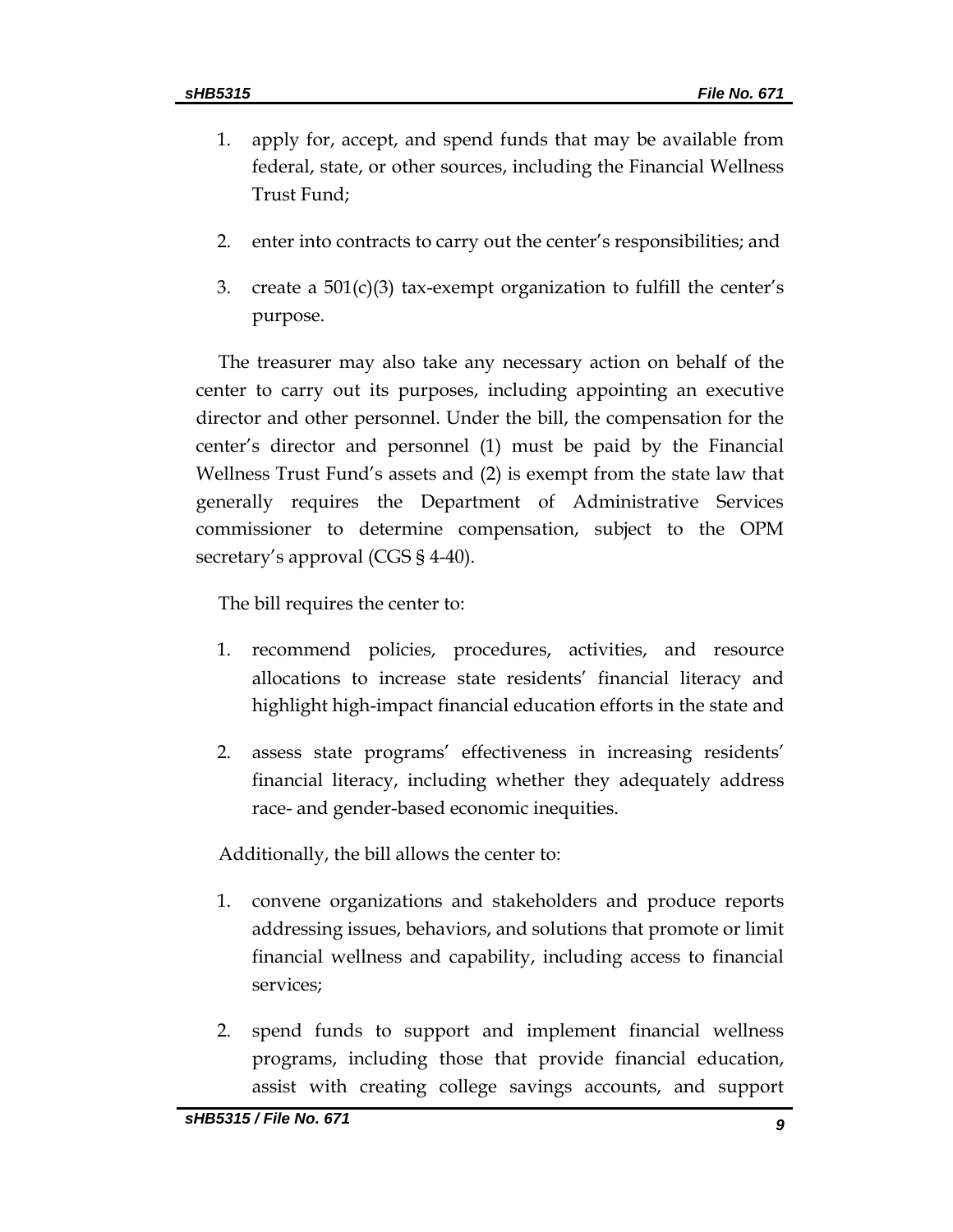1. apply for, accept, and spend funds that may be available from federal, state, or other sources, including the Financial Wellness Trust Fund;
2. enter into contracts to carry out the center's responsibilities; and
3. create a 501(c)(3) tax-exempt organization to fulfill the center's purpose.

The treasurer may also take any necessary action on behalf of the center to carry out its purposes, including appointing an executive director and other personnel. Under the bill, the compensation for the center's director and personnel (1) must be paid by the Financial Wellness Trust Fund's assets and (2) is exempt from the state law that generally requires the Department of Administrative Services commissioner to determine compensation, subject to the OPM secretary's approval (CGS § 4-40).

The bill requires the center to:

1. recommend policies, procedures, activities, and resource allocations to increase state residents' financial literacy and highlight high-impact financial education efforts in the state and
2. assess state programs' effectiveness in increasing residents' financial literacy, including whether they adequately address race- and gender-based economic inequities.

Additionally, the bill allows the center to:

1. convene organizations and stakeholders and produce reports addressing issues, behaviors, and solutions that promote or limit financial wellness and capability, including access to financial services;
2. spend funds to support and implement financial wellness programs, including those that provide financial education, assist with creating college savings accounts, and support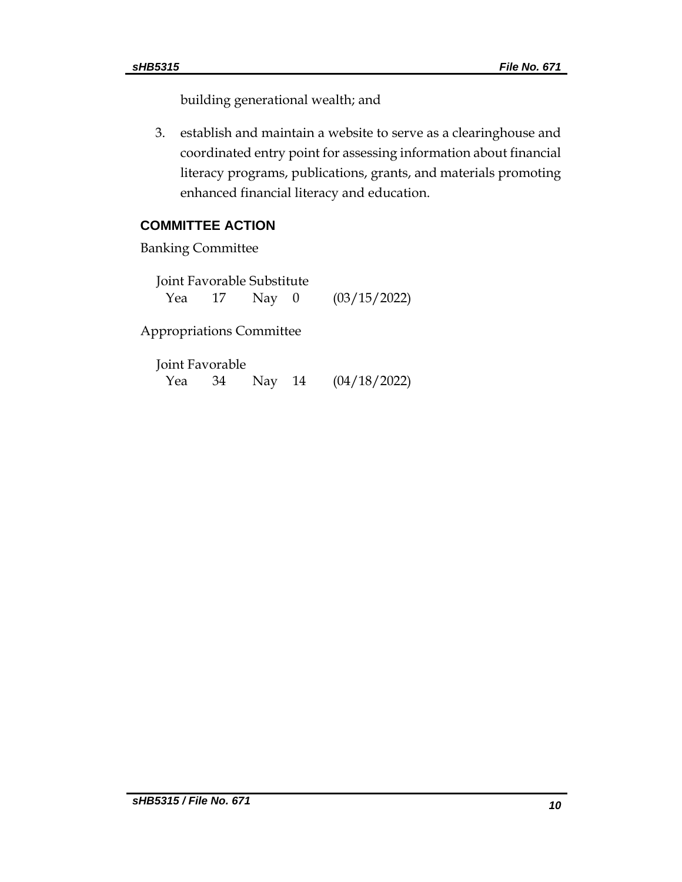building generational wealth; and

3. establish and maintain a website to serve as a clearinghouse and coordinated entry point for assessing information about financial literacy programs, publications, grants, and materials promoting enhanced financial literacy and education.

## COMMITTEE ACTION

Banking Committee

Joint Favorable Substitute
Yea 17 Nay 0 (03/15/2022)

Appropriations Committee

Joint Favorable
Yea 34 Nay 14 (04/18/2022)